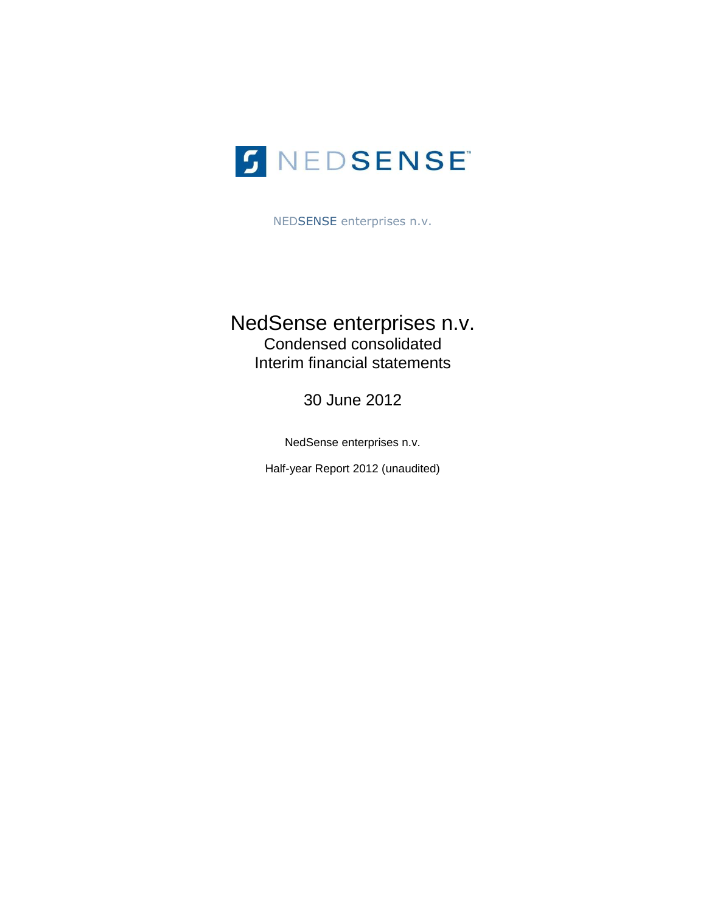NEDSENSE

NEDSENSE enterprises n.v.

# NedSense enterprises n.v.

## Condensed consolidated Interim financial statements

## 30 June 2012

NedSense enterprises n.v.

Half-year Report 2012 (unaudited)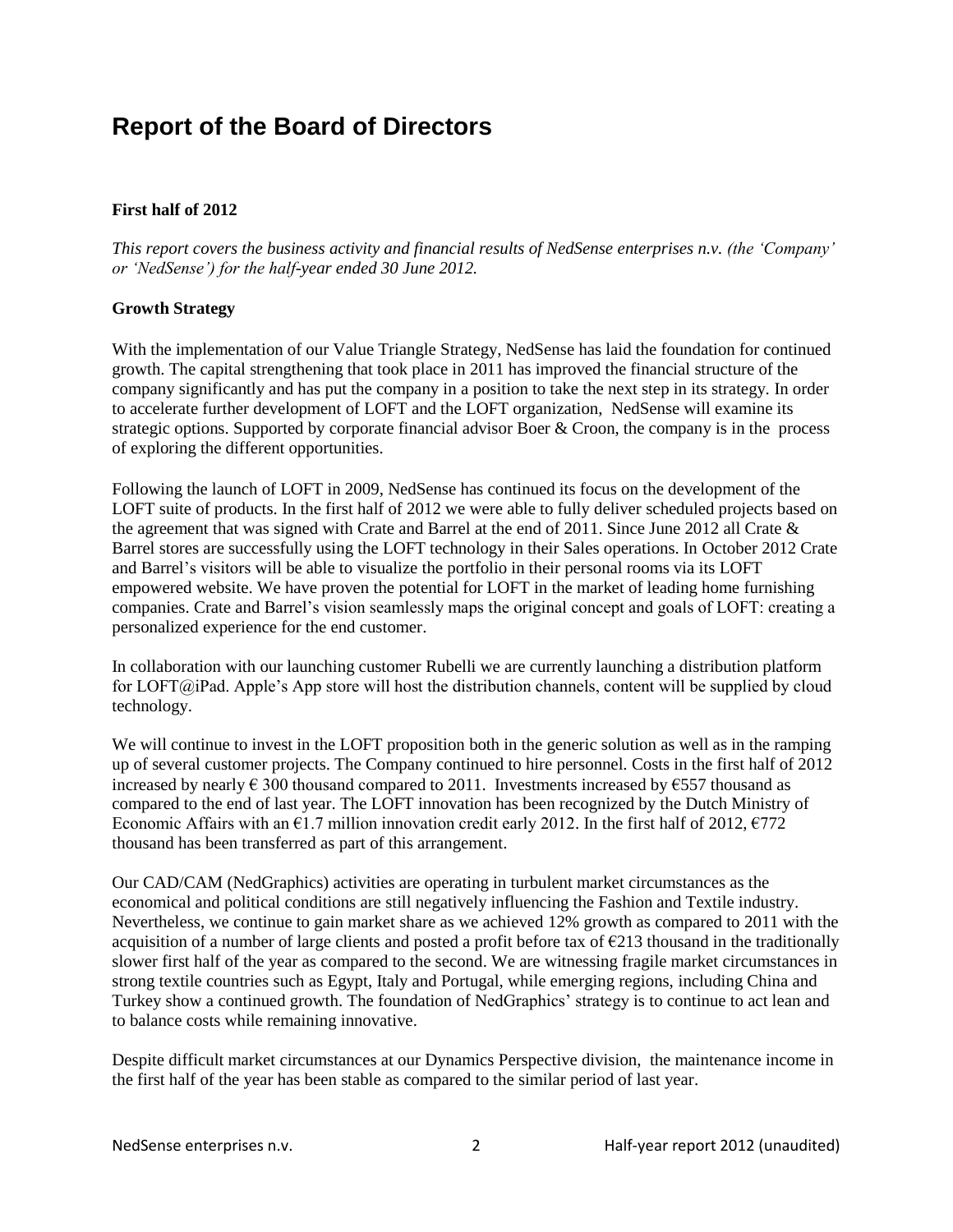# Report of the Board of Directors

**First half of 2012**

*This report covers the business activity and financial results of NedSense enterprises n.v. (the 'Company' or 'NedSense') for the half-year ended 30 June 2012.*

**Growth Strategy**

With the implementation of our Value Triangle Strategy, NedSense has laid the foundation for continued growth. The capital strengthening that took place in 2011 has improved the financial structure of the company significantly and has put the company in a position to take the next step in its strategy. In order to accelerate further development of LOFT and the LOFT organization, NedSense will examine its strategic options. Supported by corporate financial advisor Boer & Croon, the company is in the process of exploring the different opportunities.

Following the launch of LOFT in 2009, NedSense has continued its focus on the development of the LOFT suite of products. In the first half of 2012 we were able to fully deliver scheduled projects based on the agreement that was signed with Crate and Barrel at the end of 2011. Since June 2012 all Crate & Barrel stores are successfully using the LOFT technology in their Sales operations. In October 2012 Crate and Barrel's visitors will be able to visualize the portfolio in their personal rooms via its LOFT empowered website. We have proven the potential for LOFT in the market of leading home furnishing companies. Crate and Barrel's vision seamlessly maps the original concept and goals of LOFT: creating a personalized experience for the end customer.

In collaboration with our launching customer Rubelli we are currently launching a distribution platform for LOFT@iPad. Apple's App store will host the distribution channels, content will be supplied by cloud technology.

We will continue to invest in the LOFT proposition both in the generic solution as well as in the ramping up of several customer projects. The Company continued to hire personnel. Costs in the first half of 2012 increased by nearly € 300 thousand compared to 2011. Investments increased by €557 thousand as compared to the end of last year. The LOFT innovation has been recognized by the Dutch Ministry of Economic Affairs with an €1.7 million innovation credit early 2012. In the first half of 2012, €772 thousand has been transferred as part of this arrangement.

Our CAD/CAM (NedGraphics) activities are operating in turbulent market circumstances as the economical and political conditions are still negatively influencing the Fashion and Textile industry. Nevertheless, we continue to gain market share as we achieved 12% growth as compared to 2011 with the acquisition of a number of large clients and posted a profit before tax of €213 thousand in the traditionally slower first half of the year as compared to the second. We are witnessing fragile market circumstances in strong textile countries such as Egypt, Italy and Portugal, while emerging regions, including China and Turkey show a continued growth. The foundation of NedGraphics' strategy is to continue to act lean and to balance costs while remaining innovative.

Despite difficult market circumstances at our Dynamics Perspective division, the maintenance income in the first half of the year has been stable as compared to the similar period of last year.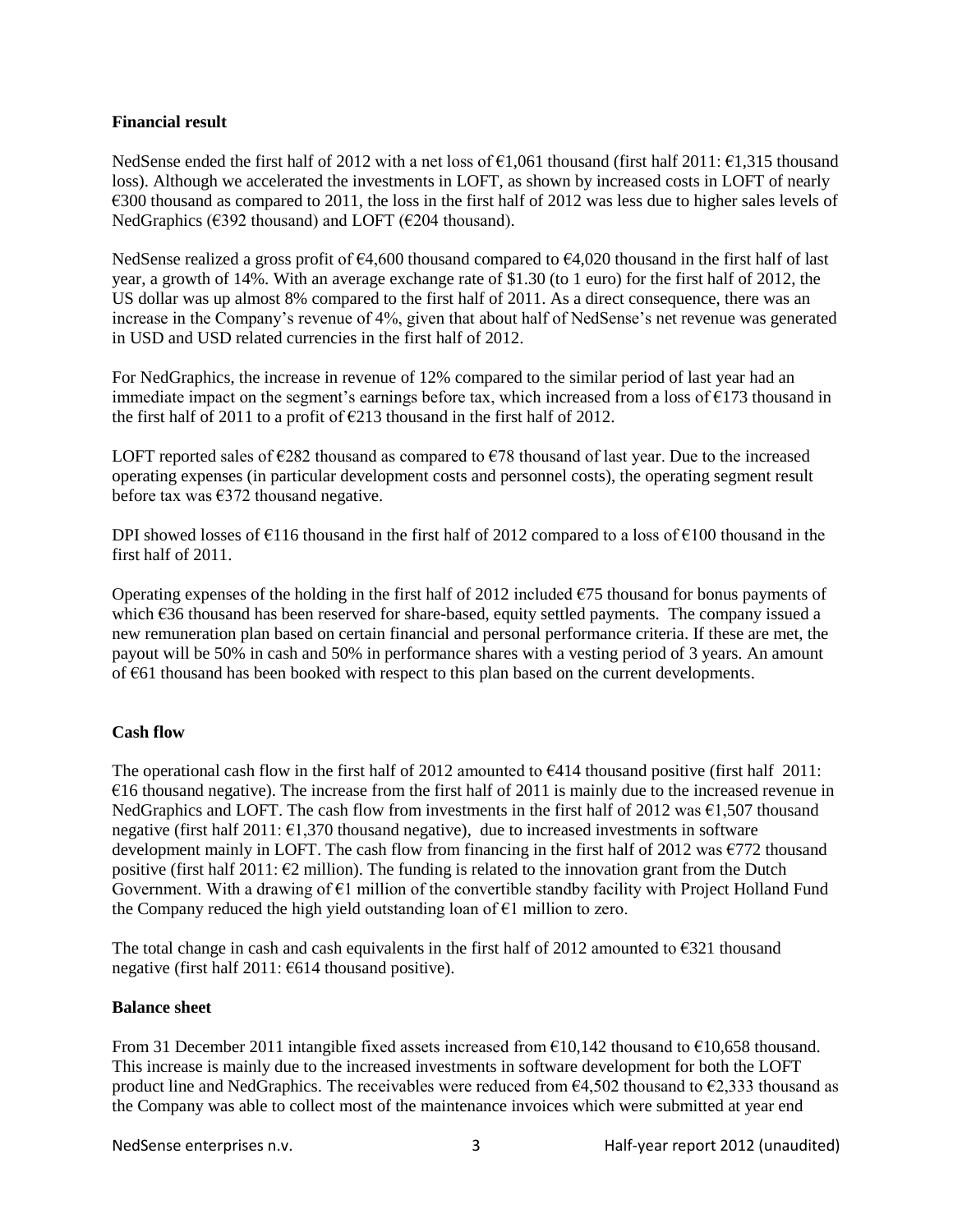**Financial result**

NedSense ended the first half of 2012 with a net loss of €1,061 thousand (first half 2011: €1,315 thousand loss). Although we accelerated the investments in LOFT, as shown by increased costs in LOFT of nearly €300 thousand as compared to 2011, the loss in the first half of 2012 was less due to higher sales levels of NedGraphics (€392 thousand) and LOFT (€204 thousand).

NedSense realized a gross profit of €4,600 thousand compared to €4,020 thousand in the first half of last year, a growth of 14%. With an average exchange rate of $1.30 (to 1 euro) for the first half of 2012, the US dollar was up almost 8% compared to the first half of 2011. As a direct consequence, there was an increase in the Company's revenue of 4%, given that about half of NedSense's net revenue was generated in USD and USD related currencies in the first half of 2012.

For NedGraphics, the increase in revenue of 12% compared to the similar period of last year had an immediate impact on the segment's earnings before tax, which increased from a loss of €173 thousand in the first half of 2011 to a profit of €213 thousand in the first half of 2012.

LOFT reported sales of €282 thousand as compared to €78 thousand of last year. Due to the increased operating expenses (in particular development costs and personnel costs), the operating segment result before tax was €372 thousand negative.

DPI showed losses of €116 thousand in the first half of 2012 compared to a loss of €100 thousand in the first half of 2011.

Operating expenses of the holding in the first half of 2012 included €75 thousand for bonus payments of which €36 thousand has been reserved for share-based, equity settled payments. The company issued a new remuneration plan based on certain financial and personal performance criteria. If these are met, the payout will be 50% in cash and 50% in performance shares with a vesting period of 3 years. An amount of €61 thousand has been booked with respect to this plan based on the current developments.

**Cash flow**

The operational cash flow in the first half of 2012 amounted to €414 thousand positive (first half 2011: €16 thousand negative). The increase from the first half of 2011 is mainly due to the increased revenue in NedGraphics and LOFT. The cash flow from investments in the first half of 2012 was €1,507 thousand negative (first half 2011: €1,370 thousand negative), due to increased investments in software development mainly in LOFT. The cash flow from financing in the first half of 2012 was €772 thousand positive (first half 2011: €2 million). The funding is related to the innovation grant from the Dutch Government. With a drawing of €1 million of the convertible standby facility with Project Holland Fund the Company reduced the high yield outstanding loan of €1 million to zero.

The total change in cash and cash equivalents in the first half of 2012 amounted to €321 thousand negative (first half 2011: €614 thousand positive).

**Balance sheet**

From 31 December 2011 intangible fixed assets increased from €10,142 thousand to €10,658 thousand. This increase is mainly due to the increased investments in software development for both the LOFT product line and NedGraphics. The receivables were reduced from €4,502 thousand to €2,333 thousand as the Company was able to collect most of the maintenance invoices which were submitted at year end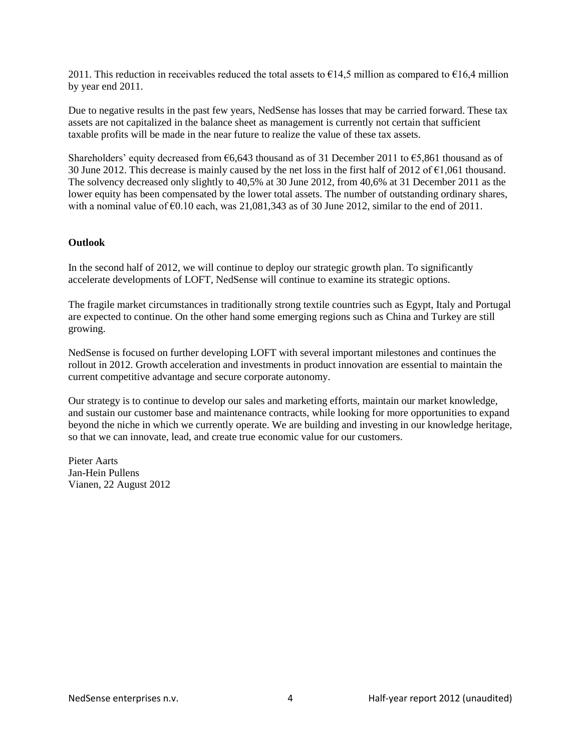2011. This reduction in receivables reduced the total assets to €14,5 million as compared to €16,4 million by year end 2011.

Due to negative results in the past few years, NedSense has losses that may be carried forward. These tax assets are not capitalized in the balance sheet as management is currently not certain that sufficient taxable profits will be made in the near future to realize the value of these tax assets.

Shareholders' equity decreased from €6,643 thousand as of 31 December 2011 to €5,861 thousand as of 30 June 2012. This decrease is mainly caused by the net loss in the first half of 2012 of €1,061 thousand. The solvency decreased only slightly to 40,5% at 30 June 2012, from 40,6% at 31 December 2011 as the lower equity has been compensated by the lower total assets. The number of outstanding ordinary shares, with a nominal value of €0.10 each, was 21,081,343 as of 30 June 2012, similar to the end of 2011.

**Outlook**

In the second half of 2012, we will continue to deploy our strategic growth plan. To significantly accelerate developments of LOFT, NedSense will continue to examine its strategic options.

The fragile market circumstances in traditionally strong textile countries such as Egypt, Italy and Portugal are expected to continue. On the other hand some emerging regions such as China and Turkey are still growing.

NedSense is focused on further developing LOFT with several important milestones and continues the rollout in 2012. Growth acceleration and investments in product innovation are essential to maintain the current competitive advantage and secure corporate autonomy.

Our strategy is to continue to develop our sales and marketing efforts, maintain our market knowledge, and sustain our customer base and maintenance contracts, while looking for more opportunities to expand beyond the niche in which we currently operate. We are building and investing in our knowledge heritage, so that we can innovate, lead, and create true economic value for our customers.

Pieter Aarts
Jan-Hein Pullens
Vianen, 22 August 2012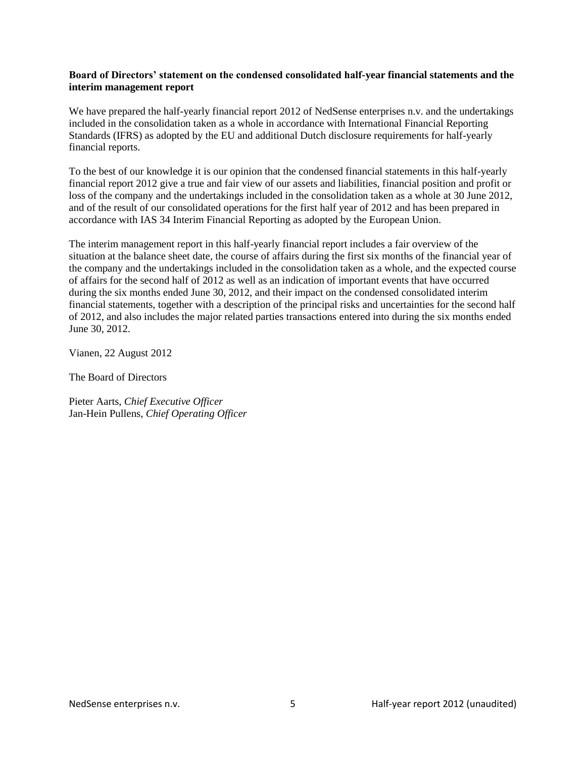**Board of Directors' statement on the condensed consolidated half-year financial statements and the interim management report**

We have prepared the half-yearly financial report 2012 of NedSense enterprises n.v. and the undertakings included in the consolidation taken as a whole in accordance with International Financial Reporting Standards (IFRS) as adopted by the EU and additional Dutch disclosure requirements for half-yearly financial reports.

To the best of our knowledge it is our opinion that the condensed financial statements in this half-yearly financial report 2012 give a true and fair view of our assets and liabilities, financial position and profit or loss of the company and the undertakings included in the consolidation taken as a whole at 30 June 2012, and of the result of our consolidated operations for the first half year of 2012 and has been prepared in accordance with IAS 34 Interim Financial Reporting as adopted by the European Union.

The interim management report in this half-yearly financial report includes a fair overview of the situation at the balance sheet date, the course of affairs during the first six months of the financial year of the company and the undertakings included in the consolidation taken as a whole, and the expected course of affairs for the second half of 2012 as well as an indication of important events that have occurred during the six months ended June 30, 2012, and their impact on the condensed consolidated interim financial statements, together with a description of the principal risks and uncertainties for the second half of 2012, and also includes the major related parties transactions entered into during the six months ended June 30, 2012.

Vianen, 22 August 2012

The Board of Directors

Pieter Aarts, *Chief Executive Officer*
Jan-Hein Pullens, *Chief Operating Officer*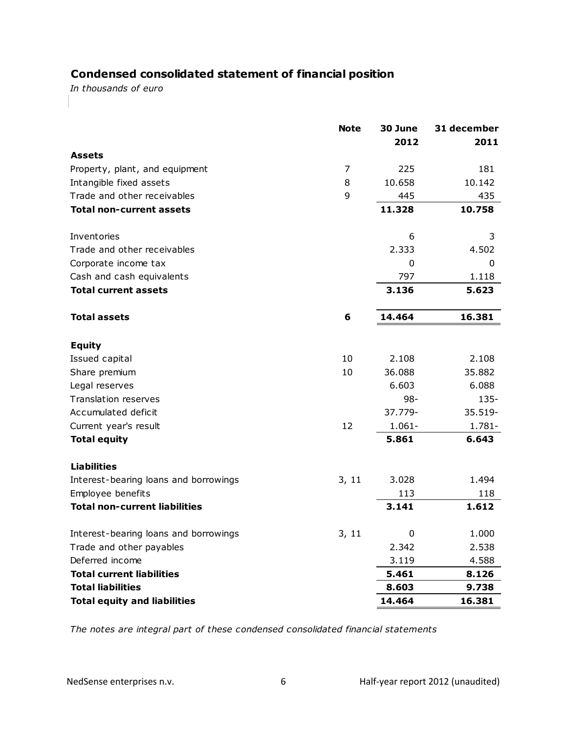## Condensed consolidated statement of financial position

*In thousands of euro*

| | Note | 30 June 2012 | 31 december 2011 |
|---|---|---|---|
| **Assets** | | | |
| Property, plant, and equipment | 7 | 225 | 181 |
| Intangible fixed assets | 8 | 10.658 | 10.142 |
| Trade and other receivables | 9 | 445 | 435 |
| **Total non-current assets** | | **11.328** | **10.758** |
| | | | |
| Inventories | | 6 | 3 |
| Trade and other receivables | | 2.333 | 4.502 |
| Corporate income tax | | 0 | 0 |
| Cash and cash equivalents | | 797 | 1.118 |
| **Total current assets** | | **3.136** | **5.623** |
| | | | |
| **Total assets** | **6** | **14.464** | **16.381** |
| | | | |
| **Equity** | | | |
| Issued capital | 10 | 2.108 | 2.108 |
| Share premium | 10 | 36.088 | 35.882 |
| Legal reserves | | 6.603 | 6.088 |
| Translation reserves | | 98- | 135- |
| Accumulated deficit | | 37.779- | 35.519- |
| Current year's result | 12 | 1.061- | 1.781- |
| **Total equity** | | **5.861** | **6.643** |
| | | | |
| **Liabilities** | | | |
| Interest-bearing loans and borrowings | 3, 11 | 3.028 | 1.494 |
| Employee benefits | | 113 | 118 |
| **Total non-current liabilities** | | **3.141** | **1.612** |
| | | | |
| Interest-bearing loans and borrowings | 3, 11 | 0 | 1.000 |
| Trade and other payables | | 2.342 | 2.538 |
| Deferred income | | 3.119 | 4.588 |
| **Total current liabilities** | | **5.461** | **8.126** |
| **Total liabilities** | | **8.603** | **9.738** |
| **Total equity and liabilities** | | **14.464** | **16.381** |

*The notes are integral part of these condensed consolidated financial statements*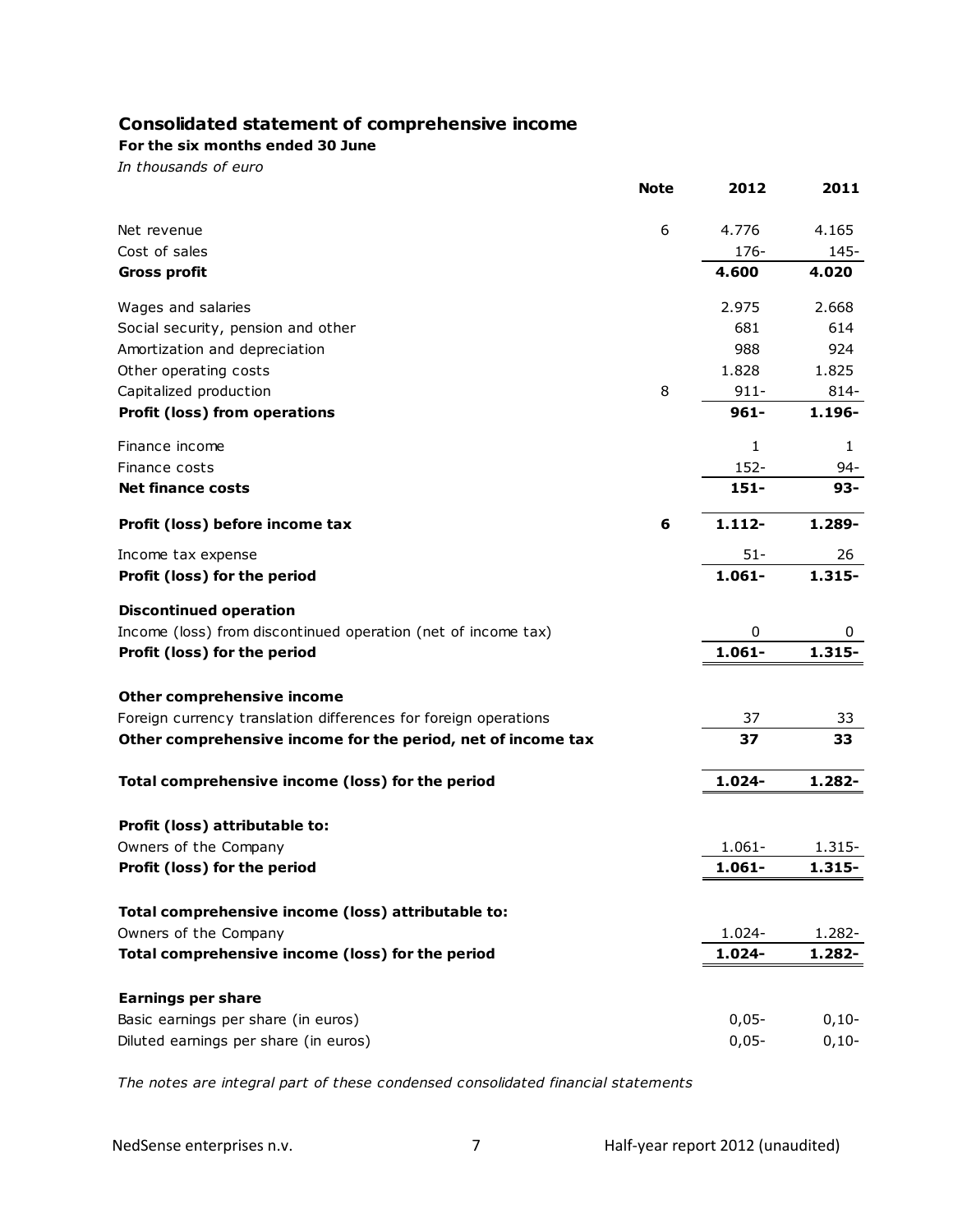## Consolidated statement of comprehensive income

**For the six months ended 30 June**

*In thousands of euro*

| | Note | 2012 | 2011 |
|---|---|---|---|
| Net revenue | 6 | 4.776 | 4.165 |
| Cost of sales | | 176- | 145- |
| **Gross profit** | | **4.600** | **4.020** |
| Wages and salaries | | 2.975 | 2.668 |
| Social security, pension and other | | 681 | 614 |
| Amortization and depreciation | | 988 | 924 |
| Other operating costs | | 1.828 | 1.825 |
| Capitalized production | 8 | 911- | 814- |
| **Profit (loss) from operations** | | **961-** | **1.196-** |
| Finance income | | 1 | 1 |
| Finance costs | | 152- | 94- |
| **Net finance costs** | | **151-** | **93-** |
| **Profit (loss) before income tax** | **6** | **1.112-** | **1.289-** |
| Income tax expense | | 51- | 26 |
| **Profit (loss) for the period** | | **1.061-** | **1.315-** |
| **Discontinued operation** | | | |
| Income (loss) from discontinued operation (net of income tax) | | 0 | 0 |
| **Profit (loss) for the period** | | **1.061-** | **1.315-** |
| **Other comprehensive income** | | | |
| Foreign currency translation differences for foreign operations | | 37 | 33 |
| **Other comprehensive income for the period, net of income tax** | | **37** | **33** |
| **Total comprehensive income (loss) for the period** | | **1.024-** | **1.282-** |
| **Profit (loss) attributable to:** | | | |
| Owners of the Company | | 1.061- | 1.315- |
| **Profit (loss) for the period** | | **1.061-** | **1.315-** |
| **Total comprehensive income (loss) attributable to:** | | | |
| Owners of the Company | | 1.024- | 1.282- |
| **Total comprehensive income (loss) for the period** | | **1.024-** | **1.282-** |
| **Earnings per share** | | | |
| Basic earnings per share (in euros) | | 0,05- | 0,10- |
| Diluted earnings per share (in euros) | | 0,05- | 0,10- |

*The notes are integral part of these condensed consolidated financial statements*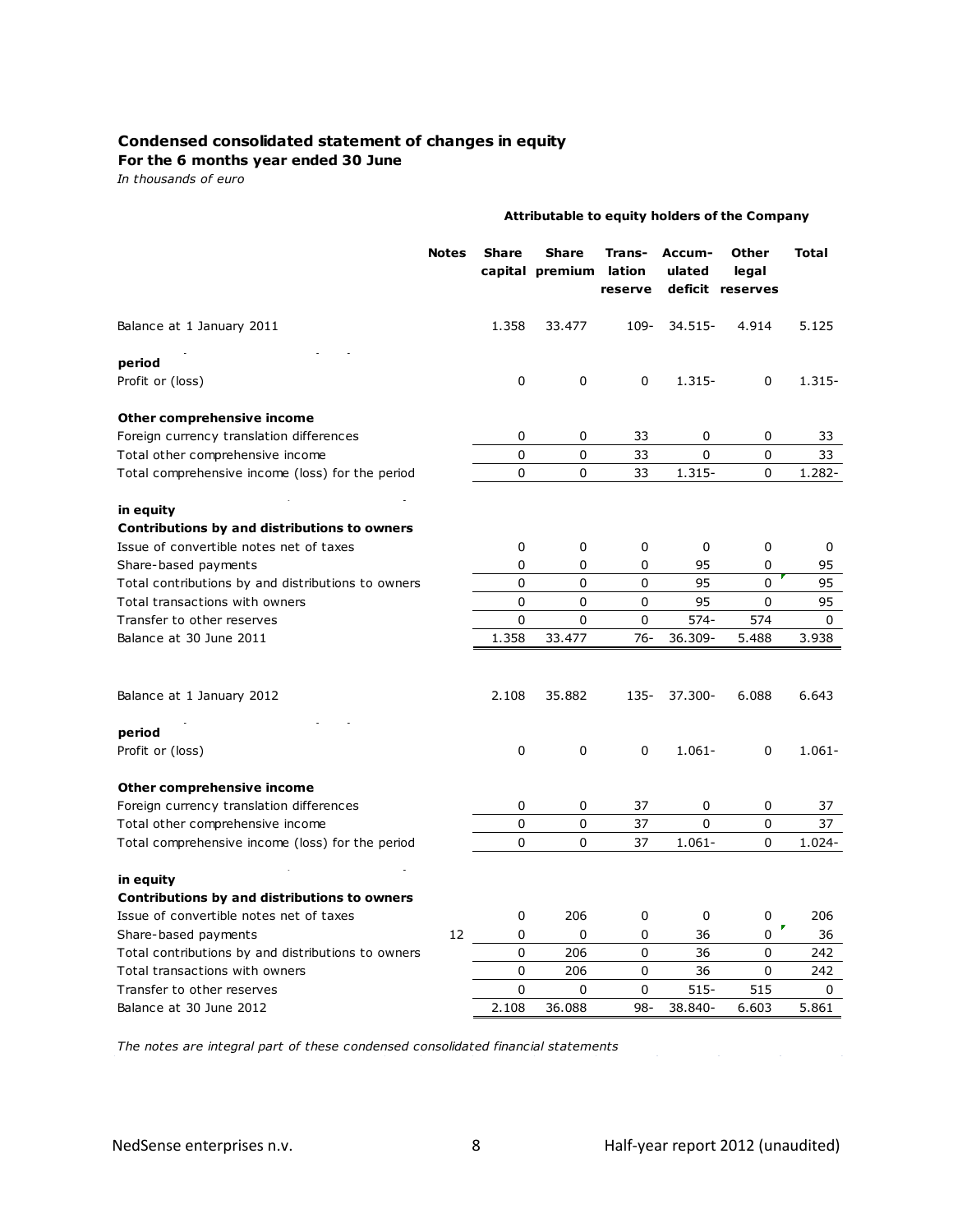# Condensed consolidated statement of changes in equity

**For the 6 months year ended 30 June**

*In thousands of euro*

| | Notes | Share capital | Share premium | Translation reserve | Accumulated deficit | Other legal reserves | Total |
|---|---|---|---|---|---|---|---|
| | | **Attributable to equity holders of the Company** | | | | | |
| Balance at 1 January 2011 | | 1.358 | 33.477 | 109- | 34.515- | 4.914 | 5.125 |
| **period** | | | | | | | |
| Profit or (loss) | | 0 | 0 | 0 | 1.315- | 0 | 1.315- |
| **Other comprehensive income** | | | | | | | |
| Foreign currency translation differences | | 0 | 0 | 33 | 0 | 0 | 33 |
| Total other comprehensive income | | 0 | 0 | 33 | 0 | 0 | 33 |
| Total comprehensive income (loss) for the period | | 0 | 0 | 33 | 1.315- | 0 | 1.282- |
| **in equity** | | | | | | | |
| **Contributions by and distributions to owners** | | | | | | | |
| Issue of convertible notes net of taxes | | 0 | 0 | 0 | 0 | 0 | 0 |
| Share-based payments | | 0 | 0 | 0 | 95 | 0 | 95 |
| Total contributions by and distributions to owners | | 0 | 0 | 0 | 95 | 0 | 95 |
| Total transactions with owners | | 0 | 0 | 0 | 95 | 0 | 95 |
| Transfer to other reserves | | 0 | 0 | 0 | 574- | 574 | 0 |
| Balance at 30 June 2011 | | 1.358 | 33.477 | 76- | 36.309- | 5.488 | 3.938 |
| | | | | | | | |
| Balance at 1 January 2012 | | 2.108 | 35.882 | 135- | 37.300- | 6.088 | 6.643 |
| **period** | | | | | | | |
| Profit or (loss) | | 0 | 0 | 0 | 1.061- | 0 | 1.061- |
| **Other comprehensive income** | | | | | | | |
| Foreign currency translation differences | | 0 | 0 | 37 | 0 | 0 | 37 |
| Total other comprehensive income | | 0 | 0 | 37 | 0 | 0 | 37 |
| Total comprehensive income (loss) for the period | | 0 | 0 | 37 | 1.061- | 0 | 1.024- |
| **in equity** | | | | | | | |
| **Contributions by and distributions to owners** | | | | | | | |
| Issue of convertible notes net of taxes | | 0 | 206 | 0 | 0 | 0 | 206 |
| Share-based payments | 12 | 0 | 0 | 0 | 36 | 0 | 36 |
| Total contributions by and distributions to owners | | 0 | 206 | 0 | 36 | 0 | 242 |
| Total transactions with owners | | 0 | 206 | 0 | 36 | 0 | 242 |
| Transfer to other reserves | | 0 | 0 | 0 | 515- | 515 | 0 |
| Balance at 30 June 2012 | | 2.108 | 36.088 | 98- | 38.840- | 6.603 | 5.861 |

*The notes are integral part of these condensed consolidated financial statements*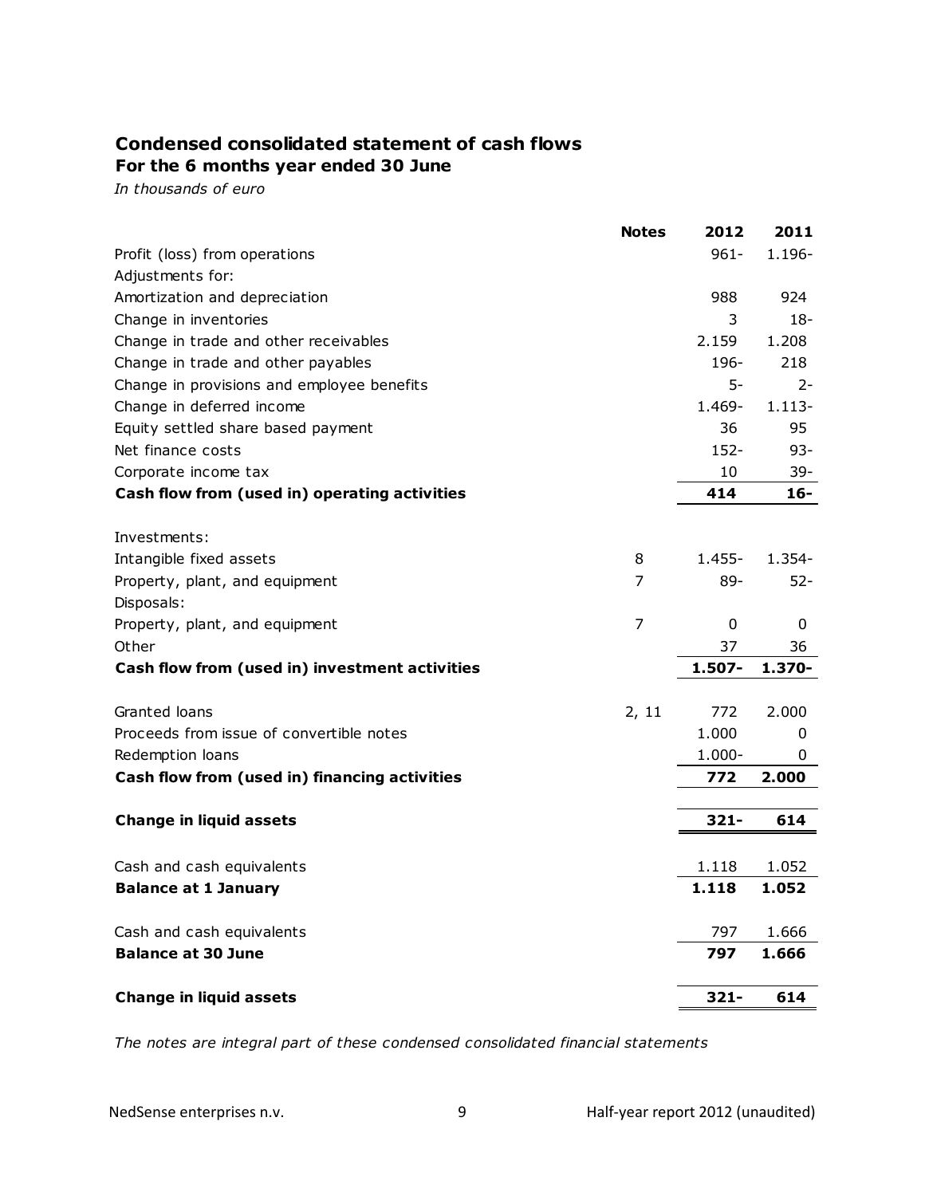## Condensed consolidated statement of cash flows

### For the 6 months year ended 30 June

*In thousands of euro*

| | Notes | 2012 | 2011 |
|---|---|---|---|
| Profit (loss) from operations | | 961- | 1.196- |
| Adjustments for: | | | |
| Amortization and depreciation | | 988 | 924 |
| Change in inventories | | 3 | 18- |
| Change in trade and other receivables | | 2.159 | 1.208 |
| Change in trade and other payables | | 196- | 218 |
| Change in provisions and employee benefits | | 5- | 2- |
| Change in deferred income | | 1.469- | 1.113- |
| Equity settled share based payment | | 36 | 95 |
| Net finance costs | | 152- | 93- |
| Corporate income tax | | 10 | 39- |
| **Cash flow from (used in) operating activities** | | **414** | **16-** |
| | | | |
| Investments: | | | |
| Intangible fixed assets | 8 | 1.455- | 1.354- |
| Property, plant, and equipment | 7 | 89- | 52- |
| Disposals: | | | |
| Property, plant, and equipment | 7 | 0 | 0 |
| Other | | 37 | 36 |
| **Cash flow from (used in) investment activities** | | **1.507-** | **1.370-** |
| | | | |
| Granted loans | 2, 11 | 772 | 2.000 |
| Proceeds from issue of convertible notes | | 1.000 | 0 |
| Redemption loans | | 1.000- | 0 |
| **Cash flow from (used in) financing activities** | | **772** | **2.000** |
| | | | |
| **Change in liquid assets** | | **321-** | **614** |
| | | | |
| Cash and cash equivalents | | 1.118 | 1.052 |
| **Balance at 1 January** | | **1.118** | **1.052** |
| | | | |
| Cash and cash equivalents | | 797 | 1.666 |
| **Balance at 30 June** | | **797** | **1.666** |
| | | | |
| **Change in liquid assets** | | **321-** | **614** |

*The notes are integral part of these condensed consolidated financial statements*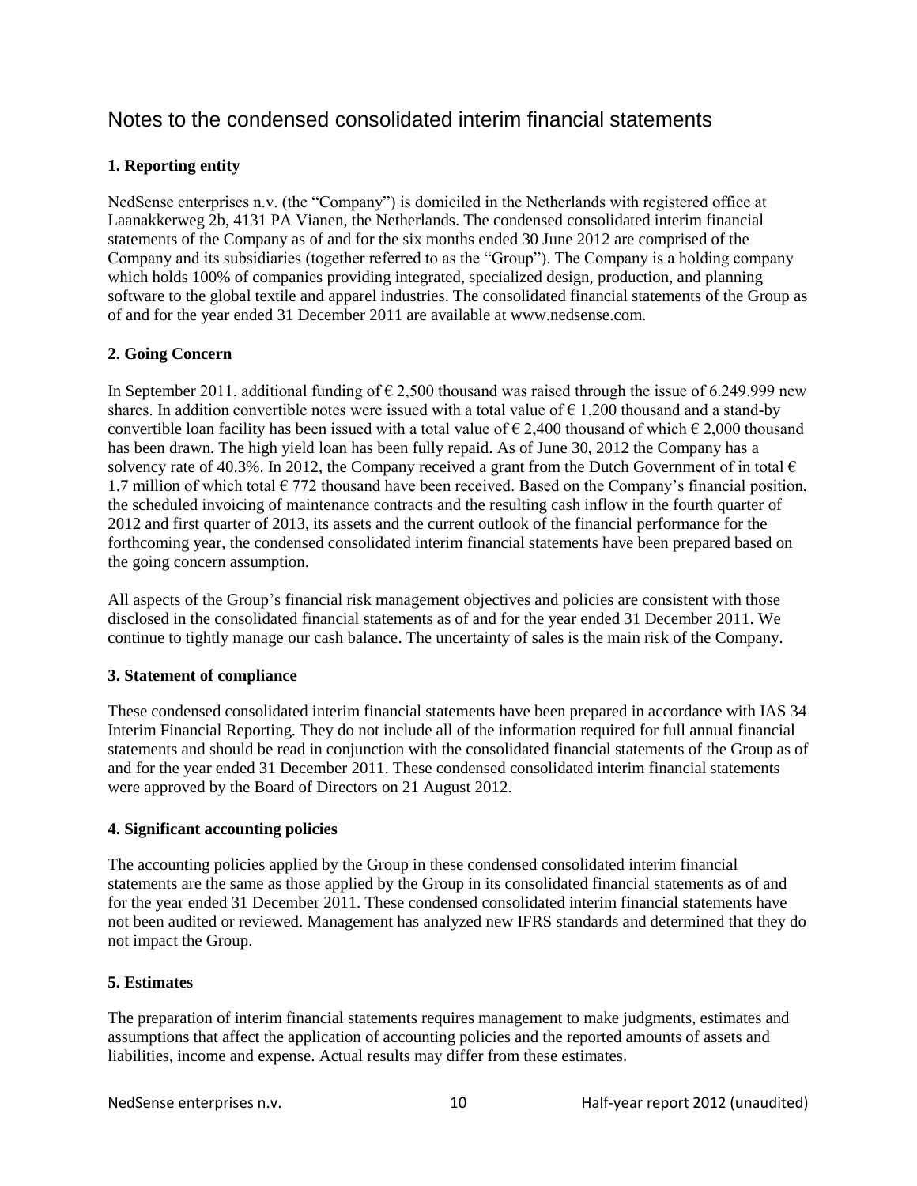# Notes to the condensed consolidated interim financial statements

### 1. Reporting entity

NedSense enterprises n.v. (the "Company") is domiciled in the Netherlands with registered office at Laanakkerweg 2b, 4131 PA Vianen, the Netherlands. The condensed consolidated interim financial statements of the Company as of and for the six months ended 30 June 2012 are comprised of the Company and its subsidiaries (together referred to as the "Group"). The Company is a holding company which holds 100% of companies providing integrated, specialized design, production, and planning software to the global textile and apparel industries. The consolidated financial statements of the Group as of and for the year ended 31 December 2011 are available at www.nedsense.com.

### 2. Going Concern

In September 2011, additional funding of € 2,500 thousand was raised through the issue of 6.249.999 new shares. In addition convertible notes were issued with a total value of € 1,200 thousand and a stand-by convertible loan facility has been issued with a total value of € 2,400 thousand of which € 2,000 thousand has been drawn. The high yield loan has been fully repaid. As of June 30, 2012 the Company has a solvency rate of 40.3%. In 2012, the Company received a grant from the Dutch Government of in total € 1.7 million of which total € 772 thousand have been received. Based on the Company's financial position, the scheduled invoicing of maintenance contracts and the resulting cash inflow in the fourth quarter of 2012 and first quarter of 2013, its assets and the current outlook of the financial performance for the forthcoming year, the condensed consolidated interim financial statements have been prepared based on the going concern assumption.

All aspects of the Group's financial risk management objectives and policies are consistent with those disclosed in the consolidated financial statements as of and for the year ended 31 December 2011. We continue to tightly manage our cash balance. The uncertainty of sales is the main risk of the Company.

### 3. Statement of compliance

These condensed consolidated interim financial statements have been prepared in accordance with IAS 34 Interim Financial Reporting. They do not include all of the information required for full annual financial statements and should be read in conjunction with the consolidated financial statements of the Group as of and for the year ended 31 December 2011. These condensed consolidated interim financial statements were approved by the Board of Directors on 21 August 2012.

### 4. Significant accounting policies

The accounting policies applied by the Group in these condensed consolidated interim financial statements are the same as those applied by the Group in its consolidated financial statements as of and for the year ended 31 December 2011. These condensed consolidated interim financial statements have not been audited or reviewed. Management has analyzed new IFRS standards and determined that they do not impact the Group.

### 5. Estimates

The preparation of interim financial statements requires management to make judgments, estimates and assumptions that affect the application of accounting policies and the reported amounts of assets and liabilities, income and expense. Actual results may differ from these estimates.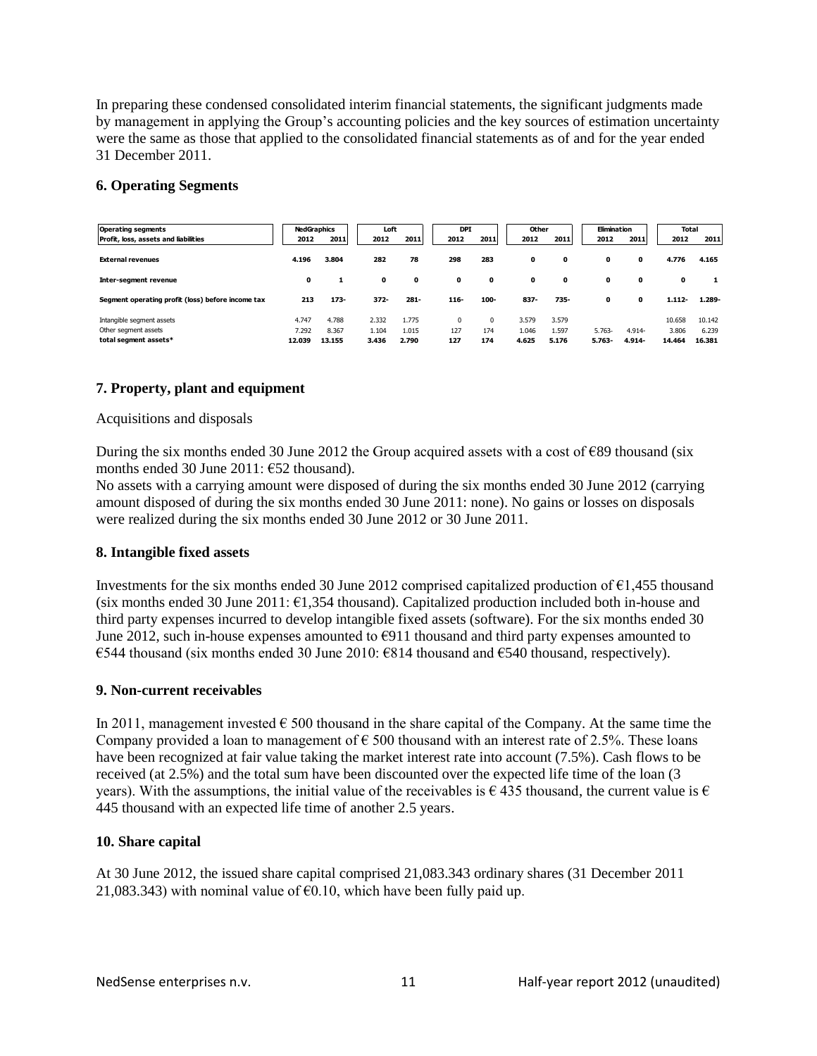In preparing these condensed consolidated interim financial statements, the significant judgments made by management in applying the Group's accounting policies and the key sources of estimation uncertainty were the same as those that applied to the consolidated financial statements as of and for the year ended 31 December 2011.

## 6. Operating Segments

| Operating segments | NedGraphics | | Loft | | DPI | | Other | | Elimination | | Total | |
|---|---|---|---|---|---|---|---|---|---|---|---|---|
| Profit, loss, assets and liabilities | 2012 | 2011 | 2012 | 2011 | 2012 | 2011 | 2012 | 2011 | 2012 | 2011 | 2012 | 2011 |
| **External revenues** | **4.196** | **3.804** | **282** | **78** | **298** | **283** | **0** | **0** | **0** | **0** | **4.776** | **4.165** |
| **Inter-segment revenue** | **0** | **1** | **0** | **0** | **0** | **0** | **0** | **0** | **0** | **0** | **0** | **1** |
| **Segment operating profit (loss) before income tax** | **213** | **173-** | **372-** | **281-** | **116-** | **100-** | **837-** | **735-** | **0** | **0** | **1.112-** | **1.289-** |
| Intangible segment assets | 4.747 | 4.788 | 2.332 | 1.775 | 0 | 0 | 3.579 | 3.579 | | | 10.658 | 10.142 |
| Other segment assets | 7.292 | 8.367 | 1.104 | 1.015 | 127 | 174 | 1.046 | 1.597 | 5.763- | 4.914- | 3.806 | 6.239 |
| **total segment assets*** | **12.039** | **13.155** | **3.436** | **2.790** | **127** | **174** | **4.625** | **5.176** | **5.763-** | **4.914-** | **14.464** | **16.381** |

## 7. Property, plant and equipment

Acquisitions and disposals

During the six months ended 30 June 2012 the Group acquired assets with a cost of €89 thousand (six months ended 30 June 2011: €52 thousand).
No assets with a carrying amount were disposed of during the six months ended 30 June 2012 (carrying amount disposed of during the six months ended 30 June 2011: none). No gains or losses on disposals were realized during the six months ended 30 June 2012 or 30 June 2011.

## 8. Intangible fixed assets

Investments for the six months ended 30 June 2012 comprised capitalized production of €1,455 thousand (six months ended 30 June 2011: €1,354 thousand). Capitalized production included both in-house and third party expenses incurred to develop intangible fixed assets (software). For the six months ended 30 June 2012, such in-house expenses amounted to €911 thousand and third party expenses amounted to €544 thousand (six months ended 30 June 2010: €814 thousand and €540 thousand, respectively).

## 9. Non-current receivables

In 2011, management invested € 500 thousand in the share capital of the Company. At the same time the Company provided a loan to management of € 500 thousand with an interest rate of 2.5%. These loans have been recognized at fair value taking the market interest rate into account (7.5%). Cash flows to be received (at 2.5%) and the total sum have been discounted over the expected life time of the loan (3 years). With the assumptions, the initial value of the receivables is € 435 thousand, the current value is € 445 thousand with an expected life time of another 2.5 years.

## 10. Share capital

At 30 June 2012, the issued share capital comprised 21,083.343 ordinary shares (31 December 2011 21,083.343) with nominal value of €0.10, which have been fully paid up.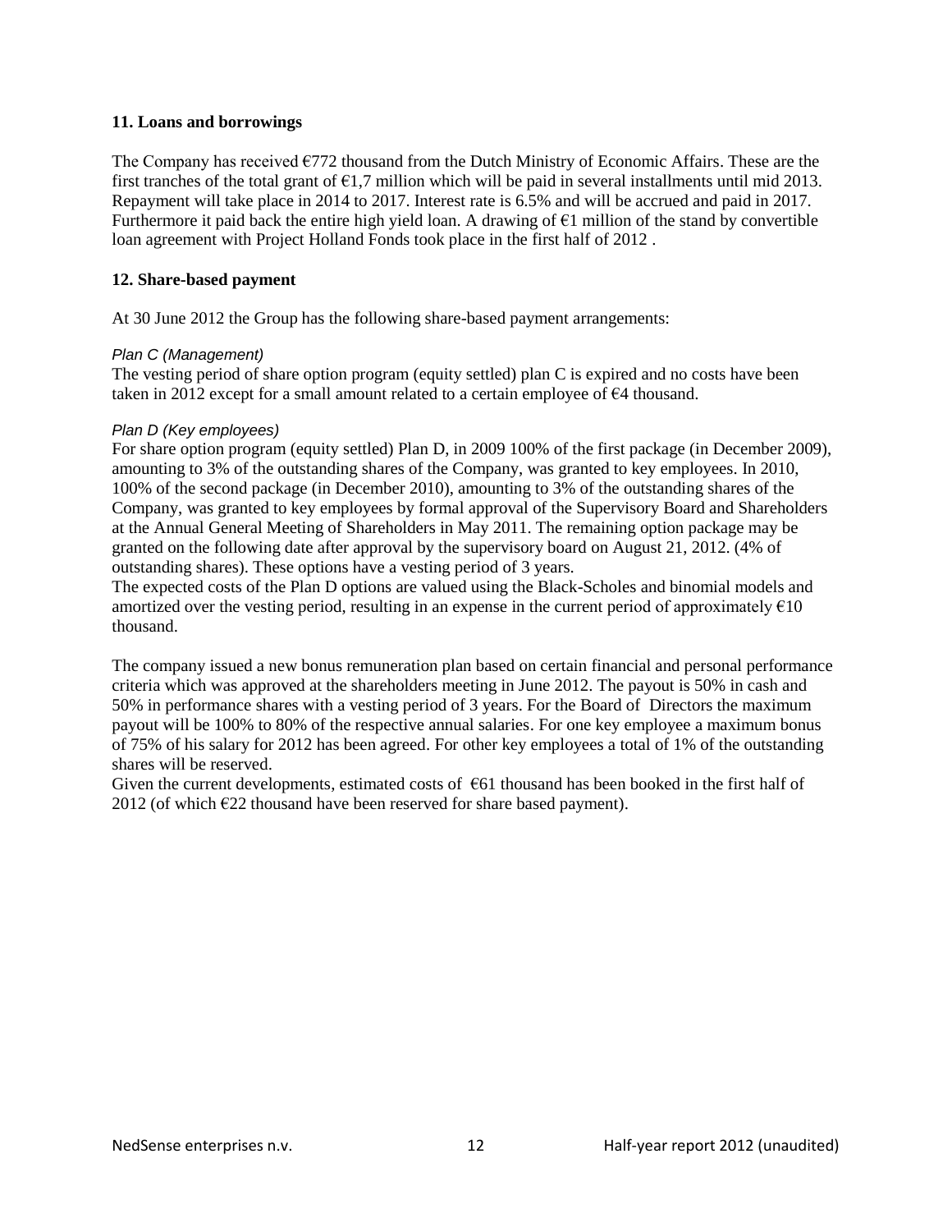### 11. Loans and borrowings

The Company has received €772 thousand from the Dutch Ministry of Economic Affairs. These are the first tranches of the total grant of €1,7 million which will be paid in several installments until mid 2013. Repayment will take place in 2014 to 2017. Interest rate is 6.5% and will be accrued and paid in 2017. Furthermore it paid back the entire high yield loan. A drawing of €1 million of the stand by convertible loan agreement with Project Holland Fonds took place in the first half of 2012 .

### 12. Share-based payment

At 30 June 2012 the Group has the following share-based payment arrangements:

*Plan C (Management)*

The vesting period of share option program (equity settled) plan C is expired and no costs have been taken in 2012 except for a small amount related to a certain employee of €4 thousand.

*Plan D (Key employees)*

For share option program (equity settled) Plan D, in 2009 100% of the first package (in December 2009), amounting to 3% of the outstanding shares of the Company, was granted to key employees. In 2010, 100% of the second package (in December 2010), amounting to 3% of the outstanding shares of the Company, was granted to key employees by formal approval of the Supervisory Board and Shareholders at the Annual General Meeting of Shareholders in May 2011. The remaining option package may be granted on the following date after approval by the supervisory board on August 21, 2012. (4% of outstanding shares). These options have a vesting period of 3 years.

The expected costs of the Plan D options are valued using the Black-Scholes and binomial models and amortized over the vesting period, resulting in an expense in the current period of approximately €10 thousand.

The company issued a new bonus remuneration plan based on certain financial and personal performance criteria which was approved at the shareholders meeting in June 2012. The payout is 50% in cash and 50% in performance shares with a vesting period of 3 years. For the Board of Directors the maximum payout will be 100% to 80% of the respective annual salaries. For one key employee a maximum bonus of 75% of his salary for 2012 has been agreed. For other key employees a total of 1% of the outstanding shares will be reserved.

Given the current developments, estimated costs of €61 thousand has been booked in the first half of 2012 (of which €22 thousand have been reserved for share based payment).